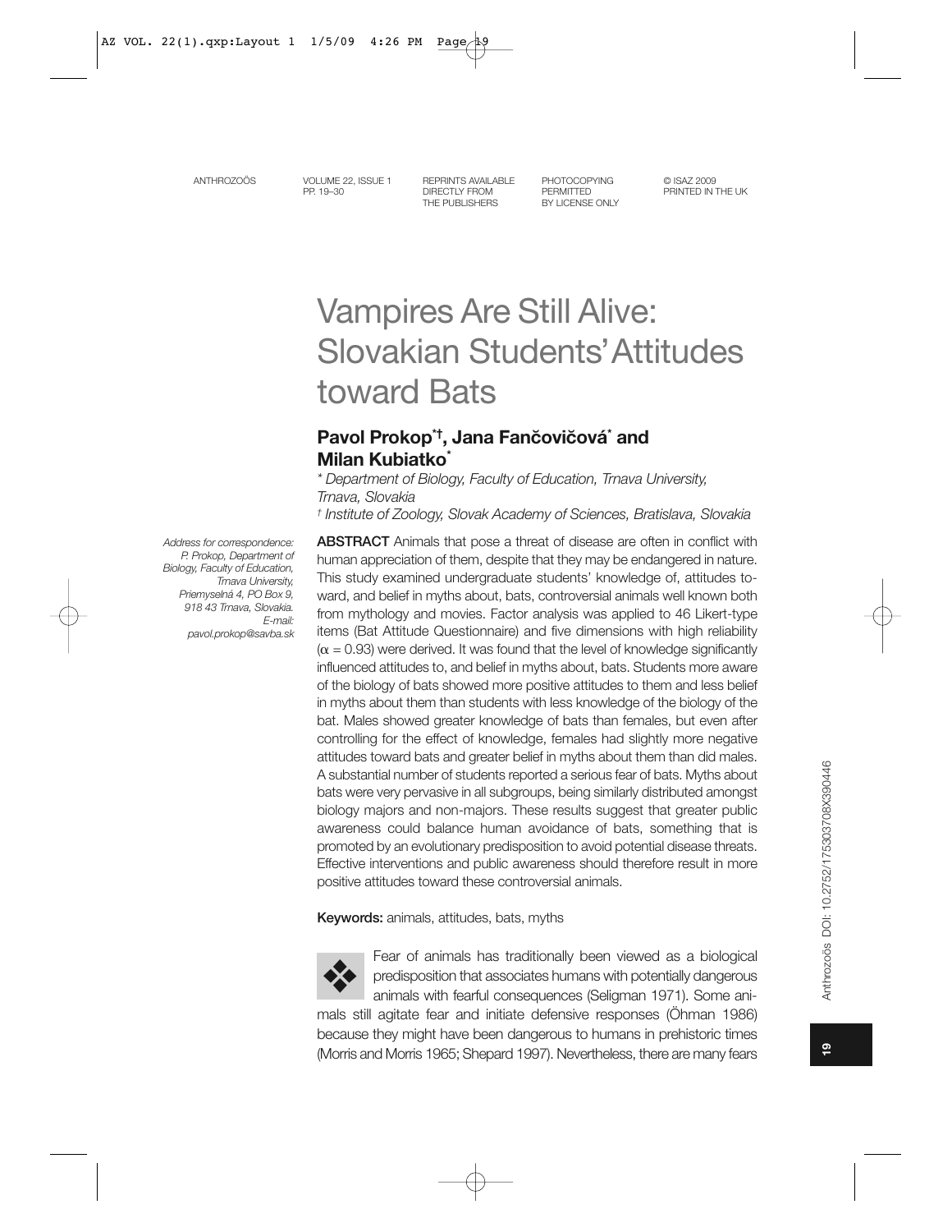# Vampires Are Still Alive: Slovakian Students' Attitudes toward Bats

**Pavol Prokop[*†], Jana Fančovičová[*] and Milan Kubiatko[*]**

*[*] Department of Biology, Faculty of Education, Trnava University, Trnava, Slovakia*

*[†] Institute of Zoology, Slovak Academy of Sciences, Bratislava, Slovakia*

*Address for correspondence: P. Prokop, Department of Biology, Faculty of Education, Trnava University, Priemyselná 4, PO Box 9, 918 43 Trnava, Slovakia. E-mail: pavol.prokop@savba.sk*

**ABSTRACT** Animals that pose a threat of disease are often in conflict with human appreciation of them, despite that they may be endangered in nature. This study examined undergraduate students' knowledge of, attitudes toward, and belief in myths about, bats, controversial animals well known both from mythology and movies. Factor analysis was applied to 46 Likert-type items (Bat Attitude Questionnaire) and five dimensions with high reliability ($\alpha = 0.93$) were derived. It was found that the level of knowledge significantly influenced attitudes to, and belief in myths about, bats. Students more aware of the biology of bats showed more positive attitudes to them and less belief in myths about them than students with less knowledge of the biology of the bat. Males showed greater knowledge of bats than females, but even after controlling for the effect of knowledge, females had slightly more negative attitudes toward bats and greater belief in myths about them than did males. A substantial number of students reported a serious fear of bats. Myths about bats were very pervasive in all subgroups, being similarly distributed amongst biology majors and non-majors. These results suggest that greater public awareness could balance human avoidance of bats, something that is promoted by an evolutionary predisposition to avoid potential disease threats. Effective interventions and public awareness should therefore result in more positive attitudes toward these controversial animals.

**Keywords:** animals, attitudes, bats, myths

Fear of animals has traditionally been viewed as a biological predisposition that associates humans with potentially dangerous animals with fearful consequences (Seligman 1971). Some animals still agitate fear and initiate defensive responses (Öhman 1986) because they might have been dangerous to humans in prehistoric times (Morris and Morris 1965; Shepard 1997). Nevertheless, there are many fears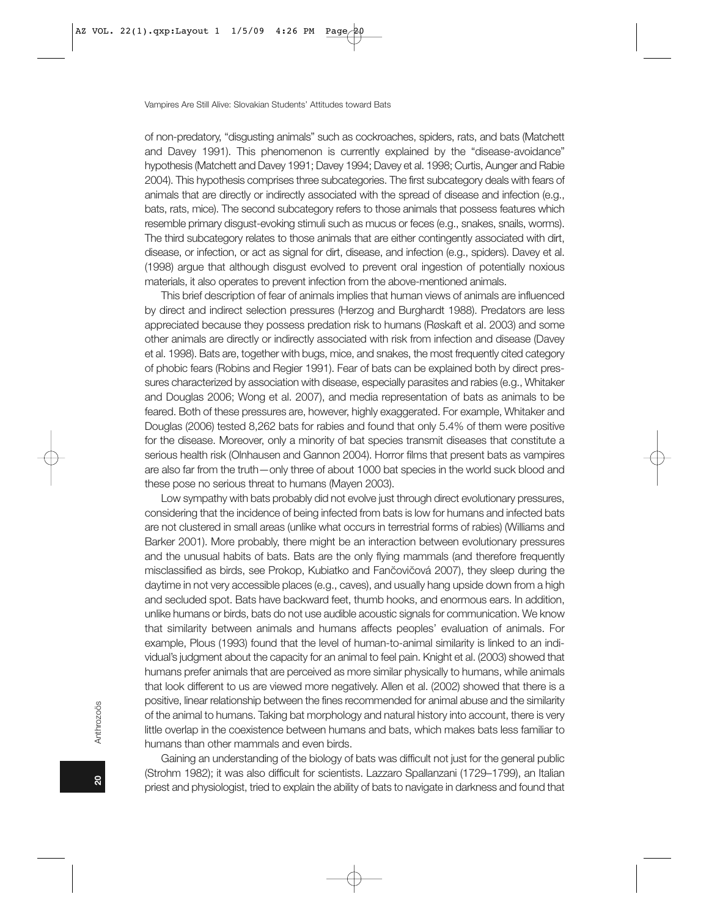of non-predatory, "disgusting animals" such as cockroaches, spiders, rats, and bats (Matchett and Davey 1991). This phenomenon is currently explained by the "disease-avoidance" hypothesis (Matchett and Davey 1991; Davey 1994; Davey et al. 1998; Curtis, Aunger and Rabie 2004). This hypothesis comprises three subcategories. The first subcategory deals with fears of animals that are directly or indirectly associated with the spread of disease and infection (e.g., bats, rats, mice). The second subcategory refers to those animals that possess features which resemble primary disgust-evoking stimuli such as mucus or feces (e.g., snakes, snails, worms). The third subcategory relates to those animals that are either contingently associated with dirt, disease, or infection, or act as signal for dirt, disease, and infection (e.g., spiders). Davey et al. (1998) argue that although disgust evolved to prevent oral ingestion of potentially noxious materials, it also operates to prevent infection from the above-mentioned animals.

This brief description of fear of animals implies that human views of animals are influenced by direct and indirect selection pressures (Herzog and Burghardt 1988). Predators are less appreciated because they possess predation risk to humans (Røskaft et al. 2003) and some other animals are directly or indirectly associated with risk from infection and disease (Davey et al. 1998). Bats are, together with bugs, mice, and snakes, the most frequently cited category of phobic fears (Robins and Regier 1991). Fear of bats can be explained both by direct pressures characterized by association with disease, especially parasites and rabies (e.g., Whitaker and Douglas 2006; Wong et al. 2007), and media representation of bats as animals to be feared. Both of these pressures are, however, highly exaggerated. For example, Whitaker and Douglas (2006) tested 8,262 bats for rabies and found that only 5.4% of them were positive for the disease. Moreover, only a minority of bat species transmit diseases that constitute a serious health risk (Olnhausen and Gannon 2004). Horror films that present bats as vampires are also far from the truth—only three of about 1000 bat species in the world suck blood and these pose no serious threat to humans (Mayen 2003).

Low sympathy with bats probably did not evolve just through direct evolutionary pressures, considering that the incidence of being infected from bats is low for humans and infected bats are not clustered in small areas (unlike what occurs in terrestrial forms of rabies) (Williams and Barker 2001). More probably, there might be an interaction between evolutionary pressures and the unusual habits of bats. Bats are the only flying mammals (and therefore frequently misclassified as birds, see Prokop, Kubiatko and Fančovičová 2007), they sleep during the daytime in not very accessible places (e.g., caves), and usually hang upside down from a high and secluded spot. Bats have backward feet, thumb hooks, and enormous ears. In addition, unlike humans or birds, bats do not use audible acoustic signals for communication. We know that similarity between animals and humans affects peoples' evaluation of animals. For example, Plous (1993) found that the level of human-to-animal similarity is linked to an individual's judgment about the capacity for an animal to feel pain. Knight et al. (2003) showed that humans prefer animals that are perceived as more similar physically to humans, while animals that look different to us are viewed more negatively. Allen et al. (2002) showed that there is a positive, linear relationship between the fines recommended for animal abuse and the similarity of the animal to humans. Taking bat morphology and natural history into account, there is very little overlap in the coexistence between humans and bats, which makes bats less familiar to humans than other mammals and even birds.

Gaining an understanding of the biology of bats was difficult not just for the general public (Strohm 1982); it was also difficult for scientists. Lazzaro Spallanzani (1729–1799), an Italian priest and physiologist, tried to explain the ability of bats to navigate in darkness and found that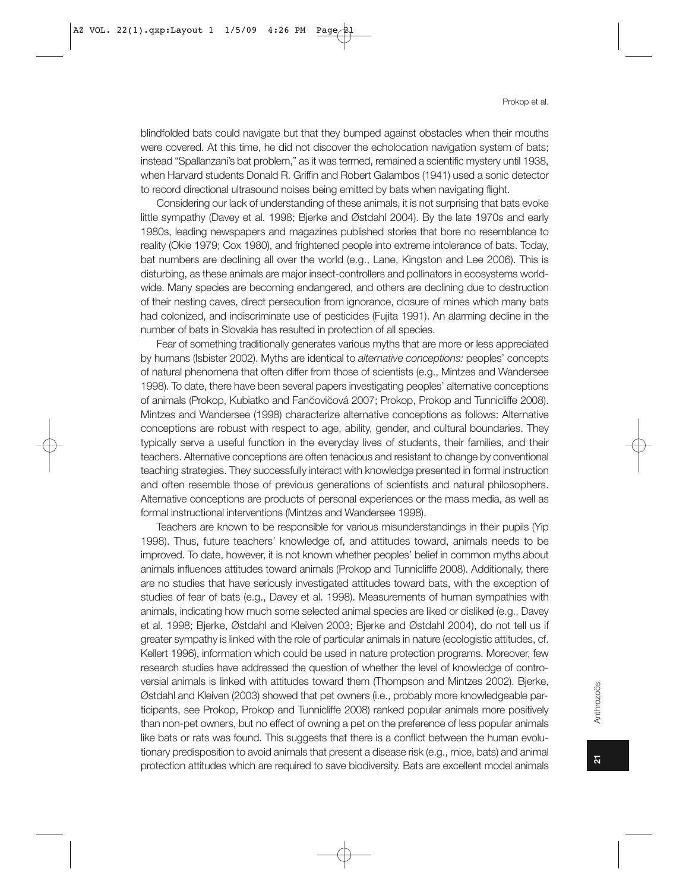blindfolded bats could navigate but that they bumped against obstacles when their mouths were covered. At this time, he did not discover the echolocation navigation system of bats; instead "Spallanzani's bat problem," as it was termed, remained a scientific mystery until 1938, when Harvard students Donald R. Griffin and Robert Galambos (1941) used a sonic detector to record directional ultrasound noises being emitted by bats when navigating flight.

Considering our lack of understanding of these animals, it is not surprising that bats evoke little sympathy (Davey et al. 1998; Bjerke and Østdahl 2004). By the late 1970s and early 1980s, leading newspapers and magazines published stories that bore no resemblance to reality (Okie 1979; Cox 1980), and frightened people into extreme intolerance of bats. Today, bat numbers are declining all over the world (e.g., Lane, Kingston and Lee 2006). This is disturbing, as these animals are major insect-controllers and pollinators in ecosystems worldwide. Many species are becoming endangered, and others are declining due to destruction of their nesting caves, direct persecution from ignorance, closure of mines which many bats had colonized, and indiscriminate use of pesticides (Fujita 1991). An alarming decline in the number of bats in Slovakia has resulted in protection of all species.

Fear of something traditionally generates various myths that are more or less appreciated by humans (Isbister 2002). Myths are identical to *alternative conceptions:* peoples' concepts of natural phenomena that often differ from those of scientists (e.g., Mintzes and Wandersee 1998). To date, there have been several papers investigating peoples' alternative conceptions of animals (Prokop, Kubiatko and Fančovičová 2007; Prokop, Prokop and Tunnicliffe 2008). Mintzes and Wandersee (1998) characterize alternative conceptions as follows: Alternative conceptions are robust with respect to age, ability, gender, and cultural boundaries. They typically serve a useful function in the everyday lives of students, their families, and their teachers. Alternative conceptions are often tenacious and resistant to change by conventional teaching strategies. They successfully interact with knowledge presented in formal instruction and often resemble those of previous generations of scientists and natural philosophers. Alternative conceptions are products of personal experiences or the mass media, as well as formal instructional interventions (Mintzes and Wandersee 1998).

Teachers are known to be responsible for various misunderstandings in their pupils (Yip 1998). Thus, future teachers' knowledge of, and attitudes toward, animals needs to be improved. To date, however, it is not known whether peoples' belief in common myths about animals influences attitudes toward animals (Prokop and Tunnicliffe 2008). Additionally, there are no studies that have seriously investigated attitudes toward bats, with the exception of studies of fear of bats (e.g., Davey et al. 1998). Measurements of human sympathies with animals, indicating how much some selected animal species are liked or disliked (e.g., Davey et al. 1998; Bjerke, Østdahl and Kleiven 2003; Bjerke and Østdahl 2004), do not tell us if greater sympathy is linked with the role of particular animals in nature (ecologistic attitudes, cf. Kellert 1996), information which could be used in nature protection programs. Moreover, few research studies have addressed the question of whether the level of knowledge of controversial animals is linked with attitudes toward them (Thompson and Mintzes 2002). Bjerke, Østdahl and Kleiven (2003) showed that pet owners (i.e., probably more knowledgeable participants, see Prokop, Prokop and Tunnicliffe 2008) ranked popular animals more positively than non-pet owners, but no effect of owning a pet on the preference of less popular animals like bats or rats was found. This suggests that there is a conflict between the human evolutionary predisposition to avoid animals that present a disease risk (e.g., mice, bats) and animal protection attitudes which are required to save biodiversity. Bats are excellent model animals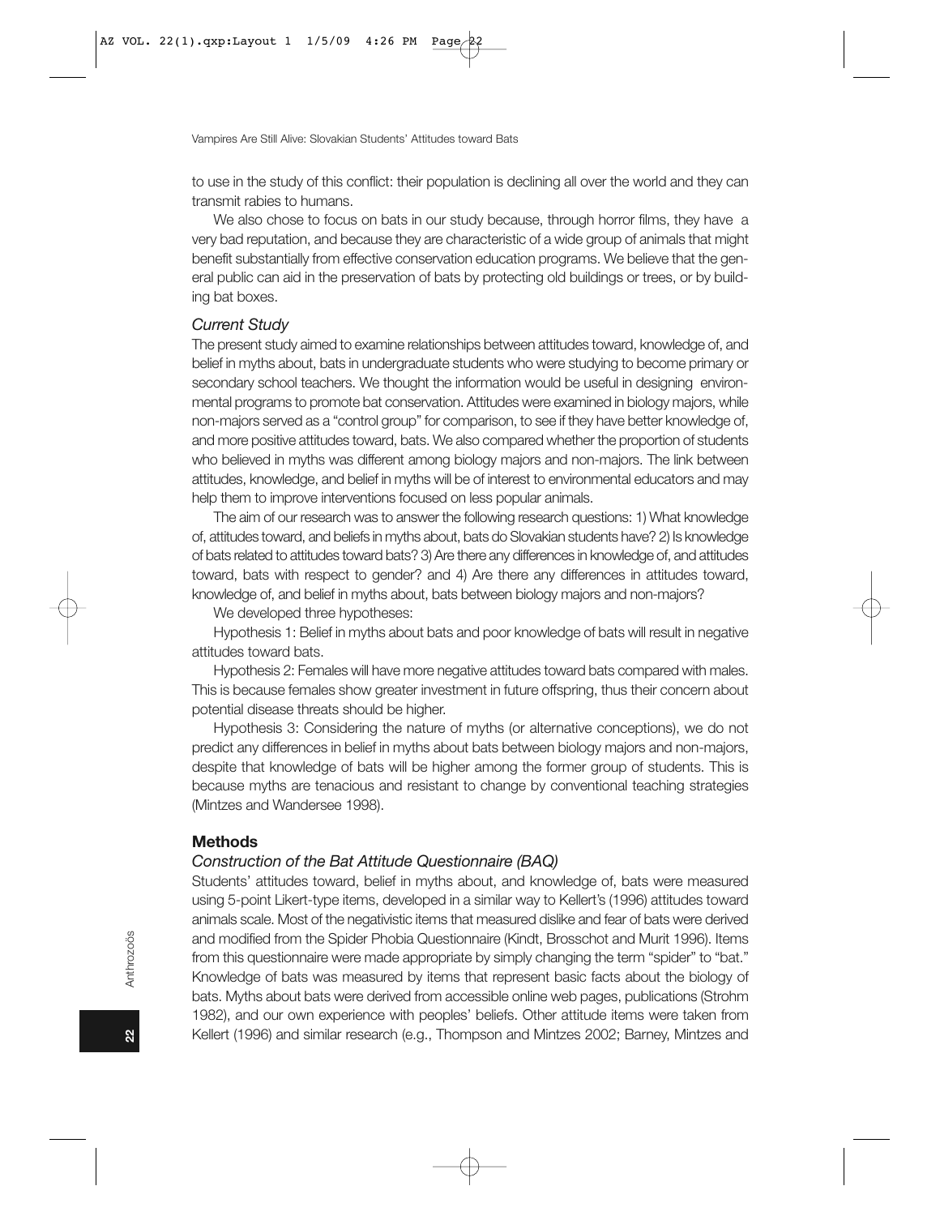to use in the study of this conflict: their population is declining all over the world and they can transmit rabies to humans.

We also chose to focus on bats in our study because, through horror films, they have a very bad reputation, and because they are characteristic of a wide group of animals that might benefit substantially from effective conservation education programs. We believe that the general public can aid in the preservation of bats by protecting old buildings or trees, or by building bat boxes.

### *Current Study*

The present study aimed to examine relationships between attitudes toward, knowledge of, and belief in myths about, bats in undergraduate students who were studying to become primary or secondary school teachers. We thought the information would be useful in designing environmental programs to promote bat conservation. Attitudes were examined in biology majors, while non-majors served as a "control group" for comparison, to see if they have better knowledge of, and more positive attitudes toward, bats. We also compared whether the proportion of students who believed in myths was different among biology majors and non-majors. The link between attitudes, knowledge, and belief in myths will be of interest to environmental educators and may help them to improve interventions focused on less popular animals.

The aim of our research was to answer the following research questions: 1) What knowledge of, attitudes toward, and beliefs in myths about, bats do Slovakian students have? 2) Is knowledge of bats related to attitudes toward bats? 3) Are there any differences in knowledge of, and attitudes toward, bats with respect to gender? and 4) Are there any differences in attitudes toward, knowledge of, and belief in myths about, bats between biology majors and non-majors?

We developed three hypotheses:

Hypothesis 1: Belief in myths about bats and poor knowledge of bats will result in negative attitudes toward bats.

Hypothesis 2: Females will have more negative attitudes toward bats compared with males. This is because females show greater investment in future offspring, thus their concern about potential disease threats should be higher.

Hypothesis 3: Considering the nature of myths (or alternative conceptions), we do not predict any differences in belief in myths about bats between biology majors and non-majors, despite that knowledge of bats will be higher among the former group of students. This is because myths are tenacious and resistant to change by conventional teaching strategies (Mintzes and Wandersee 1998).

## **Methods**

### *Construction of the Bat Attitude Questionnaire (BAQ)*

Students' attitudes toward, belief in myths about, and knowledge of, bats were measured using 5-point Likert-type items, developed in a similar way to Kellert's (1996) attitudes toward animals scale. Most of the negativistic items that measured dislike and fear of bats were derived and modified from the Spider Phobia Questionnaire (Kindt, Brosschot and Murit 1996). Items from this questionnaire were made appropriate by simply changing the term "spider" to "bat." Knowledge of bats was measured by items that represent basic facts about the biology of bats. Myths about bats were derived from accessible online web pages, publications (Strohm 1982), and our own experience with peoples' beliefs. Other attitude items were taken from Kellert (1996) and similar research (e.g., Thompson and Mintzes 2002; Barney, Mintzes and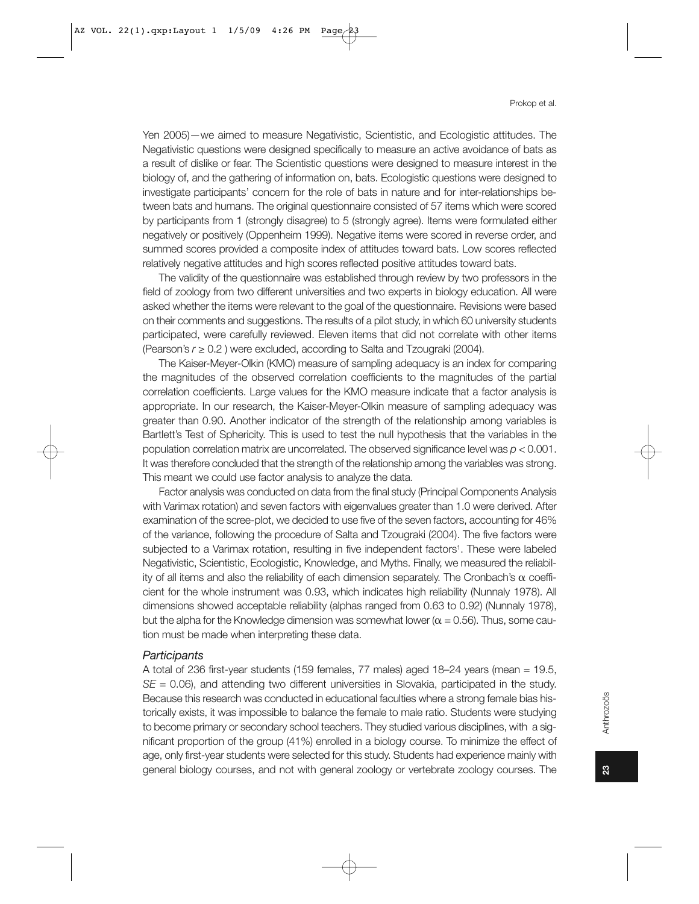Yen 2005)—we aimed to measure Negativistic, Scientistic, and Ecologistic attitudes. The Negativistic questions were designed specifically to measure an active avoidance of bats as a result of dislike or fear. The Scientistic questions were designed to measure interest in the biology of, and the gathering of information on, bats. Ecologistic questions were designed to investigate participants' concern for the role of bats in nature and for inter-relationships between bats and humans. The original questionnaire consisted of 57 items which were scored by participants from 1 (strongly disagree) to 5 (strongly agree). Items were formulated either negatively or positively (Oppenheim 1999). Negative items were scored in reverse order, and summed scores provided a composite index of attitudes toward bats. Low scores reflected relatively negative attitudes and high scores reflected positive attitudes toward bats.

The validity of the questionnaire was established through review by two professors in the field of zoology from two different universities and two experts in biology education. All were asked whether the items were relevant to the goal of the questionnaire. Revisions were based on their comments and suggestions. The results of a pilot study, in which 60 university students participated, were carefully reviewed. Eleven items that did not correlate with other items (Pearson's $r \geq 0.2$ ) were excluded, according to Salta and Tzougraki (2004).

The Kaiser-Meyer-Olkin (KMO) measure of sampling adequacy is an index for comparing the magnitudes of the observed correlation coefficients to the magnitudes of the partial correlation coefficients. Large values for the KMO measure indicate that a factor analysis is appropriate. In our research, the Kaiser-Meyer-Olkin measure of sampling adequacy was greater than 0.90. Another indicator of the strength of the relationship among variables is Bartlett's Test of Sphericity. This is used to test the null hypothesis that the variables in the population correlation matrix are uncorrelated. The observed significance level was $p < 0.001$. It was therefore concluded that the strength of the relationship among the variables was strong. This meant we could use factor analysis to analyze the data.

Factor analysis was conducted on data from the final study (Principal Components Analysis with Varimax rotation) and seven factors with eigenvalues greater than 1.0 were derived. After examination of the scree-plot, we decided to use five of the seven factors, accounting for 46% of the variance, following the procedure of Salta and Tzougraki (2004). The five factors were subjected to a Varimax rotation, resulting in five independent factors[1]. These were labeled Negativistic, Scientistic, Ecologistic, Knowledge, and Myths. Finally, we measured the reliability of all items and also the reliability of each dimension separately. The Cronbach's $\alpha$ coefficient for the whole instrument was 0.93, which indicates high reliability (Nunnaly 1978). All dimensions showed acceptable reliability (alphas ranged from 0.63 to 0.92) (Nunnaly 1978), but the alpha for the Knowledge dimension was somewhat lower ($\alpha = 0.56$). Thus, some caution must be made when interpreting these data.

### *Participants*

A total of 236 first-year students (159 females, 77 males) aged 18–24 years (mean = 19.5, *SE* = 0.06), and attending two different universities in Slovakia, participated in the study. Because this research was conducted in educational faculties where a strong female bias historically exists, it was impossible to balance the female to male ratio. Students were studying to become primary or secondary school teachers. They studied various disciplines, with a significant proportion of the group (41%) enrolled in a biology course. To minimize the effect of age, only first-year students were selected for this study. Students had experience mainly with general biology courses, and not with general zoology or vertebrate zoology courses. The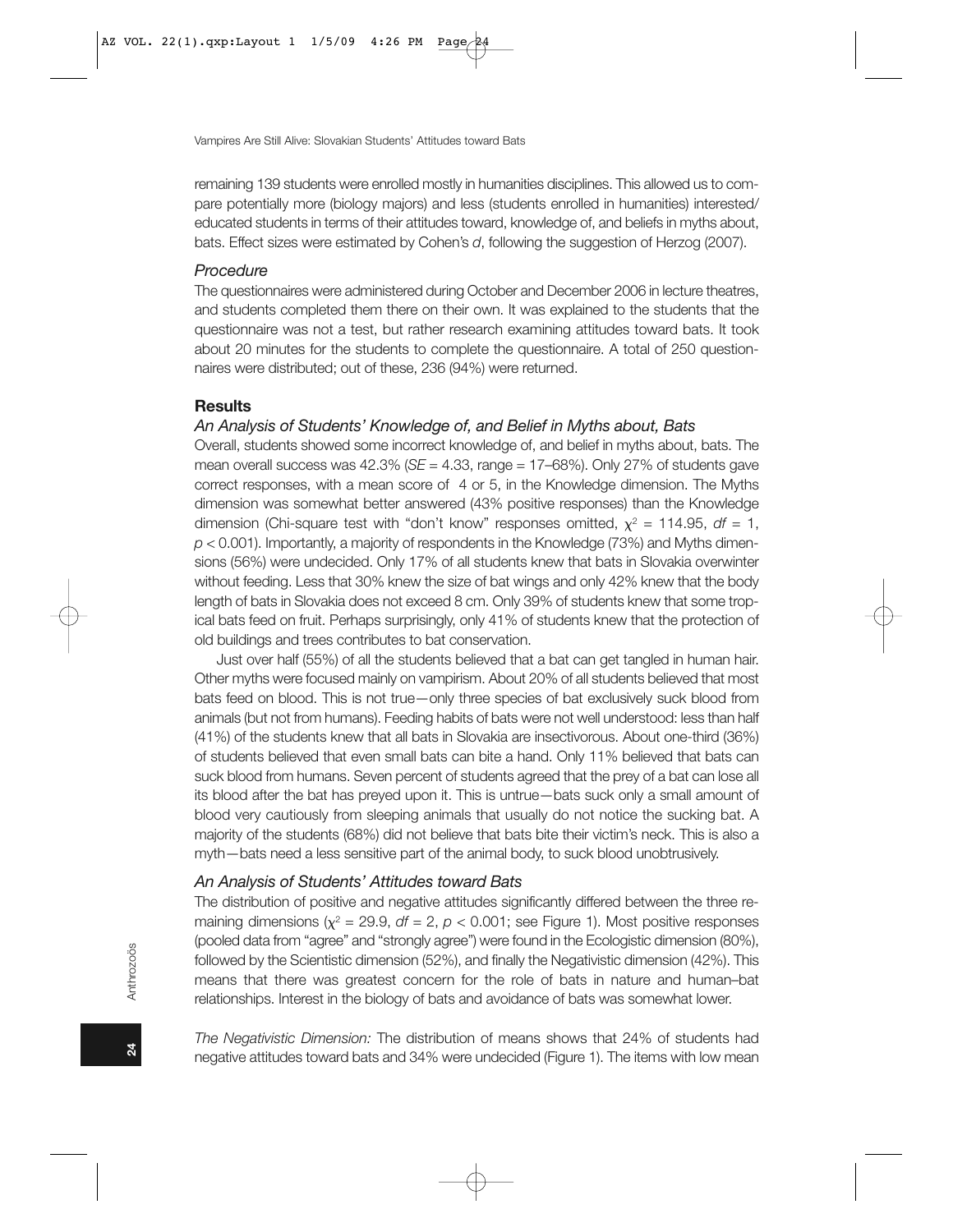remaining 139 students were enrolled mostly in humanities disciplines. This allowed us to compare potentially more (biology majors) and less (students enrolled in humanities) interested/educated students in terms of their attitudes toward, knowledge of, and beliefs in myths about, bats. Effect sizes were estimated by Cohen's *d*, following the suggestion of Herzog (2007).

### *Procedure*

The questionnaires were administered during October and December 2006 in lecture theatres, and students completed them there on their own. It was explained to the students that the questionnaire was not a test, but rather research examining attitudes toward bats. It took about 20 minutes for the students to complete the questionnaire. A total of 250 questionnaires were distributed; out of these, 236 (94%) were returned.

## **Results**

### *An Analysis of Students' Knowledge of, and Belief in Myths about, Bats*

Overall, students showed some incorrect knowledge of, and belief in myths about, bats. The mean overall success was 42.3% (*SE* = 4.33, range = 17–68%). Only 27% of students gave correct responses, with a mean score of 4 or 5, in the Knowledge dimension. The Myths dimension was somewhat better answered (43% positive responses) than the Knowledge dimension (Chi-square test with "don't know" responses omitted, $\chi^2 = 114.95$, $df = 1$, $p < 0.001$). Importantly, a majority of respondents in the Knowledge (73%) and Myths dimensions (56%) were undecided. Only 17% of all students knew that bats in Slovakia overwinter without feeding. Less that 30% knew the size of bat wings and only 42% knew that the body length of bats in Slovakia does not exceed 8 cm. Only 39% of students knew that some tropical bats feed on fruit. Perhaps surprisingly, only 41% of students knew that the protection of old buildings and trees contributes to bat conservation.

Just over half (55%) of all the students believed that a bat can get tangled in human hair. Other myths were focused mainly on vampirism. About 20% of all students believed that most bats feed on blood. This is not true—only three species of bat exclusively suck blood from animals (but not from humans). Feeding habits of bats were not well understood: less than half (41%) of the students knew that all bats in Slovakia are insectivorous. About one-third (36%) of students believed that even small bats can bite a hand. Only 11% believed that bats can suck blood from humans. Seven percent of students agreed that the prey of a bat can lose all its blood after the bat has preyed upon it. This is untrue—bats suck only a small amount of blood very cautiously from sleeping animals that usually do not notice the sucking bat. A majority of the students (68%) did not believe that bats bite their victim's neck. This is also a myth—bats need a less sensitive part of the animal body, to suck blood unobtrusively.

### *An Analysis of Students' Attitudes toward Bats*

The distribution of positive and negative attitudes significantly differed between the three remaining dimensions ($\chi^2 = 29.9$, $df = 2$, $p < 0.001$; see Figure 1). Most positive responses (pooled data from "agree" and "strongly agree") were found in the Ecologistic dimension (80%), followed by the Scientistic dimension (52%), and finally the Negativistic dimension (42%). This means that there was greatest concern for the role of bats in nature and human–bat relationships. Interest in the biology of bats and avoidance of bats was somewhat lower.

*The Negativistic Dimension:* The distribution of means shows that 24% of students had negative attitudes toward bats and 34% were undecided (Figure 1). The items with low mean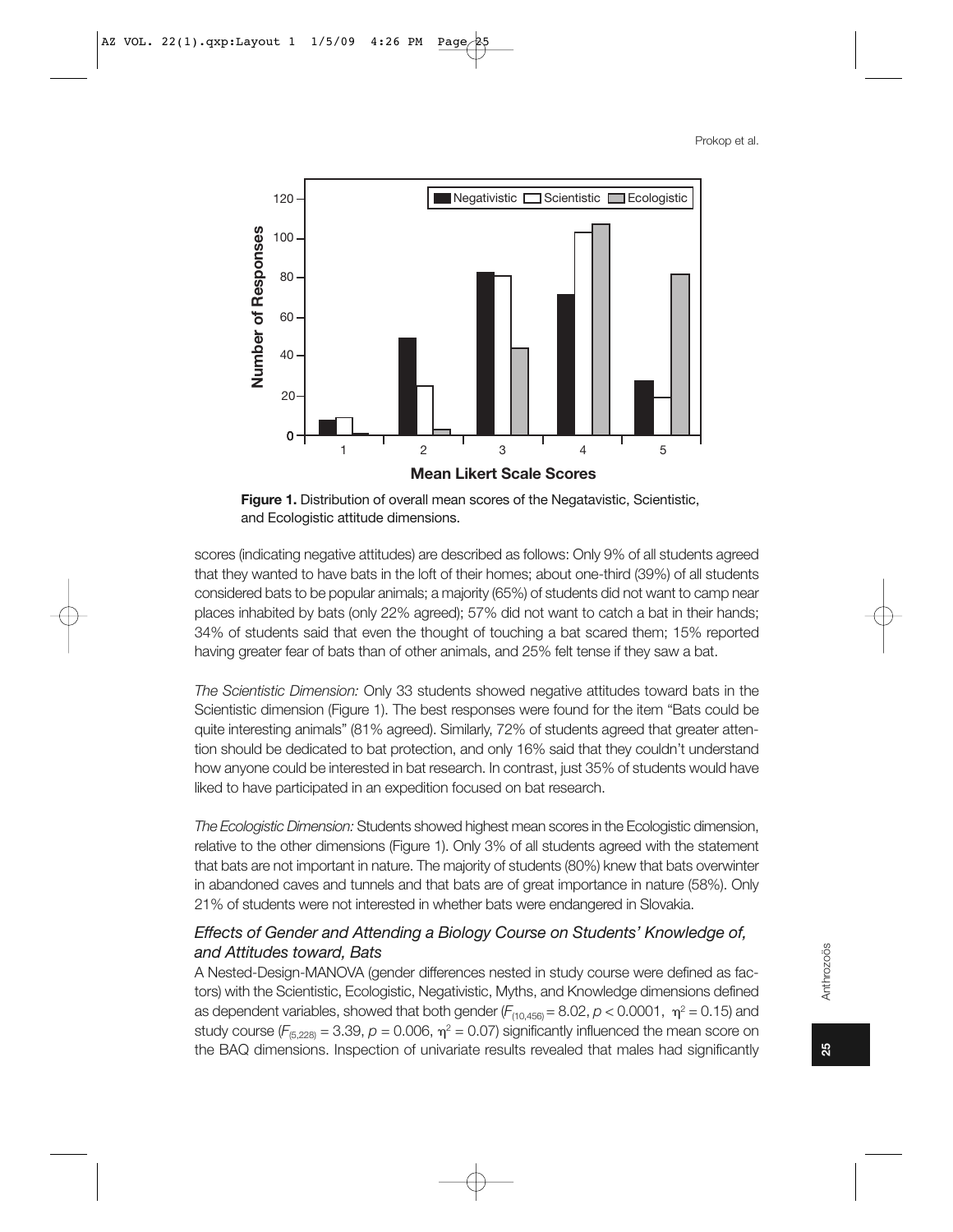**Figure 1.** Distribution of overall mean scores of the Negatavistic, Scientistic, and Ecologistic attitude dimensions.

scores (indicating negative attitudes) are described as follows: Only 9% of all students agreed that they wanted to have bats in the loft of their homes; about one-third (39%) of all students considered bats to be popular animals; a majority (65%) of students did not want to camp near places inhabited by bats (only 22% agreed); 57% did not want to catch a bat in their hands; 34% of students said that even the thought of touching a bat scared them; 15% reported having greater fear of bats than of other animals, and 25% felt tense if they saw a bat.

*The Scientistic Dimension:* Only 33 students showed negative attitudes toward bats in the Scientistic dimension (Figure 1). The best responses were found for the item "Bats could be quite interesting animals" (81% agreed). Similarly, 72% of students agreed that greater attention should be dedicated to bat protection, and only 16% said that they couldn't understand how anyone could be interested in bat research. In contrast, just 35% of students would have liked to have participated in an expedition focused on bat research.

*The Ecologistic Dimension:* Students showed highest mean scores in the Ecologistic dimension, relative to the other dimensions (Figure 1). Only 3% of all students agreed with the statement that bats are not important in nature. The majority of students (80%) knew that bats overwinter in abandoned caves and tunnels and that bats are of great importance in nature (58%). Only 21% of students were not interested in whether bats were endangered in Slovakia.

### *Effects of Gender and Attending a Biology Course on Students' Knowledge of, and Attitudes toward, Bats*

A Nested-Design-MANOVA (gender differences nested in study course were defined as factors) with the Scientistic, Ecologistic, Negativistic, Myths, and Knowledge dimensions defined as dependent variables, showed that both gender ($F_{(10,456)} = 8.02$, $p < 0.0001$, $\eta^2 = 0.15$) and study course ($F_{(5,228)} = 3.39$, $p = 0.006$, $\eta^2 = 0.07$) significantly influenced the mean score on the BAQ dimensions. Inspection of univariate results revealed that males had significantly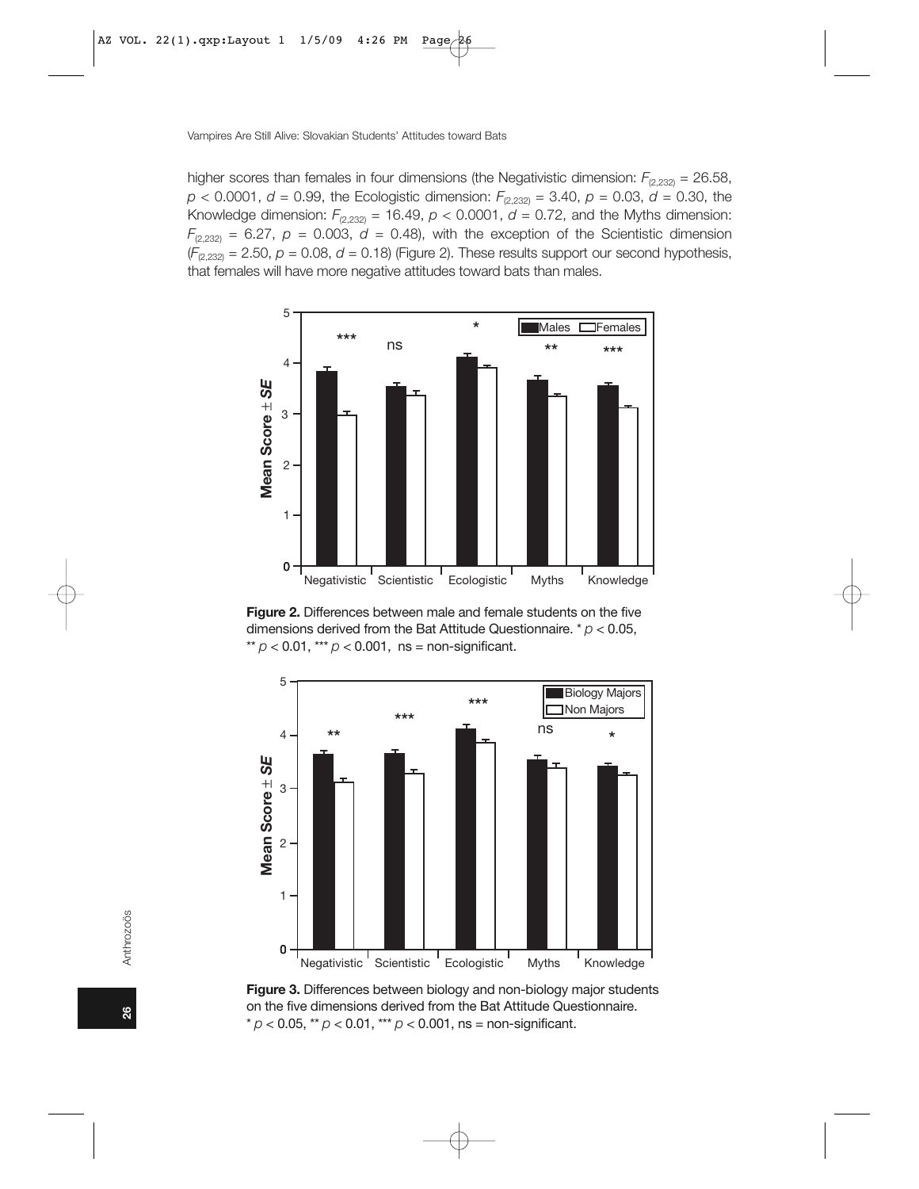higher scores than females in four dimensions (the Negativistic dimension: $F_{(2,232)} = 26.58$, $p < 0.0001$, $d = 0.99$, the Ecologistic dimension: $F_{(2,232)} = 3.40$, $p = 0.03$, $d = 0.30$, the Knowledge dimension: $F_{(2,232)} = 16.49$, $p < 0.0001$, $d = 0.72$, and the Myths dimension: $F_{(2,232)} = 6.27$, $p = 0.003$, $d = 0.48$), with the exception of the Scientistic dimension ($F_{(2,232)} = 2.50$, $p = 0.08$, $d = 0.18$) (Figure 2). These results support our second hypothesis, that females will have more negative attitudes toward bats than males.

**Figure 2.** Differences between male and female students on the five dimensions derived from the Bat Attitude Questionnaire. * $p < 0.05$, ** $p < 0.01$, *** $p < 0.001$, ns = non-significant.

**Figure 3.** Differences between biology and non-biology major students on the five dimensions derived from the Bat Attitude Questionnaire. * $p < 0.05$, ** $p < 0.01$, *** $p < 0.001$, ns = non-significant.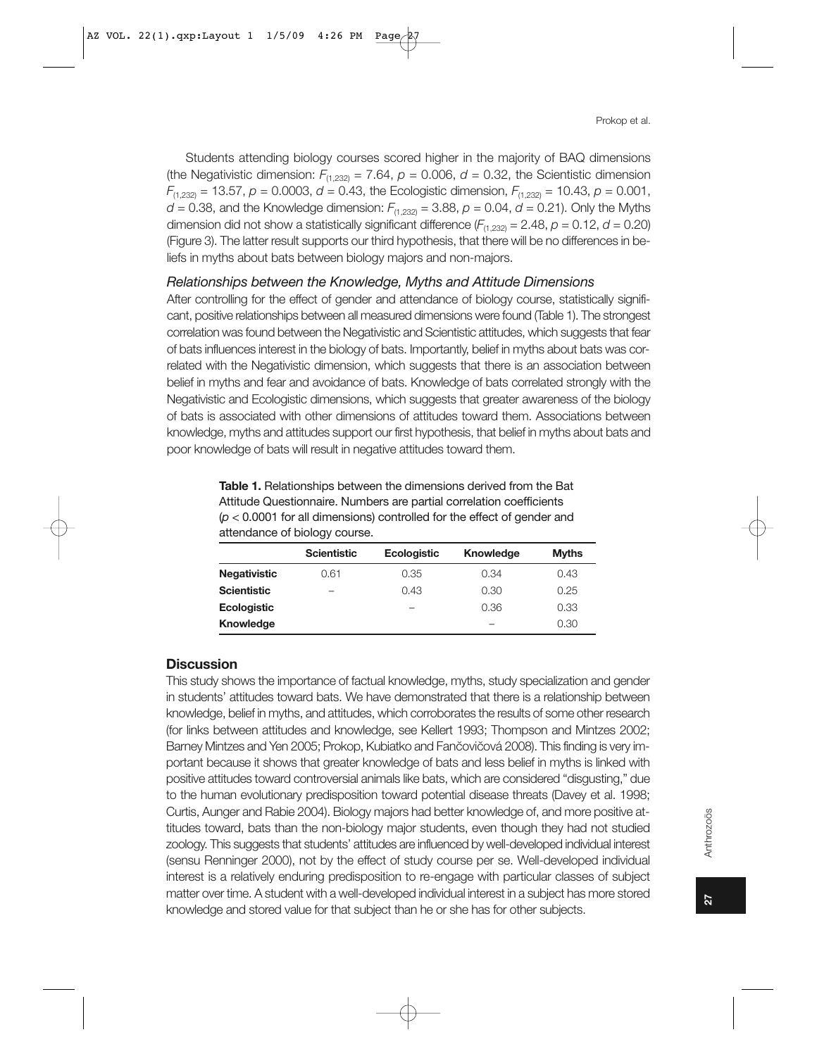Students attending biology courses scored higher in the majority of BAQ dimensions (the Negativistic dimension: $F_{(1,232)} = 7.64$, $p = 0.006$, $d = 0.32$, the Scientistic dimension $F_{(1,232)} = 13.57$, $p = 0.0003$, $d = 0.43$, the Ecologistic dimension, $F_{(1,232)} = 10.43$, $p = 0.001$, $d = 0.38$, and the Knowledge dimension: $F_{(1,232)} = 3.88$, $p = 0.04$, $d = 0.21$). Only the Myths dimension did not show a statistically significant difference ($F_{(1,232)} = 2.48$, $p = 0.12$, $d = 0.20$) (Figure 3). The latter result supports our third hypothesis, that there will be no differences in beliefs in myths about bats between biology majors and non-majors.

### *Relationships between the Knowledge, Myths and Attitude Dimensions*

After controlling for the effect of gender and attendance of biology course, statistically significant, positive relationships between all measured dimensions were found (Table 1). The strongest correlation was found between the Negativistic and Scientistic attitudes, which suggests that fear of bats influences interest in the biology of bats. Importantly, belief in myths about bats was correlated with the Negativistic dimension, which suggests that there is an association between belief in myths and fear and avoidance of bats. Knowledge of bats correlated strongly with the Negativistic and Ecologistic dimensions, which suggests that greater awareness of the biology of bats is associated with other dimensions of attitudes toward them. Associations between knowledge, myths and attitudes support our first hypothesis, that belief in myths about bats and poor knowledge of bats will result in negative attitudes toward them.

**Table 1.** Relationships between the dimensions derived from the Bat Attitude Questionnaire. Numbers are partial correlation coefficients ($p < 0.0001$ for all dimensions) controlled for the effect of gender and attendance of biology course.

| | Scientistic | Ecologistic | Knowledge | Myths |
|---|---|---|---|---|
| **Negativistic** | 0.61 | 0.35 | 0.34 | 0.43 |
| **Scientistic** | – | 0.43 | 0.30 | 0.25 |
| **Ecologistic** | | – | 0.36 | 0.33 |
| **Knowledge** | | | – | 0.30 |

## Discussion

This study shows the importance of factual knowledge, myths, study specialization and gender in students' attitudes toward bats. We have demonstrated that there is a relationship between knowledge, belief in myths, and attitudes, which corroborates the results of some other research (for links between attitudes and knowledge, see Kellert 1993; Thompson and Mintzes 2002; Barney Mintzes and Yen 2005; Prokop, Kubiatko and Fančovičová 2008). This finding is very important because it shows that greater knowledge of bats and less belief in myths is linked with positive attitudes toward controversial animals like bats, which are considered "disgusting," due to the human evolutionary predisposition toward potential disease threats (Davey et al. 1998; Curtis, Aunger and Rabie 2004). Biology majors had better knowledge of, and more positive attitudes toward, bats than the non-biology major students, even though they had not studied zoology. This suggests that students' attitudes are influenced by well-developed individual interest (sensu Renninger 2000), not by the effect of study course per se. Well-developed individual interest is a relatively enduring predisposition to re-engage with particular classes of subject matter over time. A student with a well-developed individual interest in a subject has more stored knowledge and stored value for that subject than he or she has for other subjects.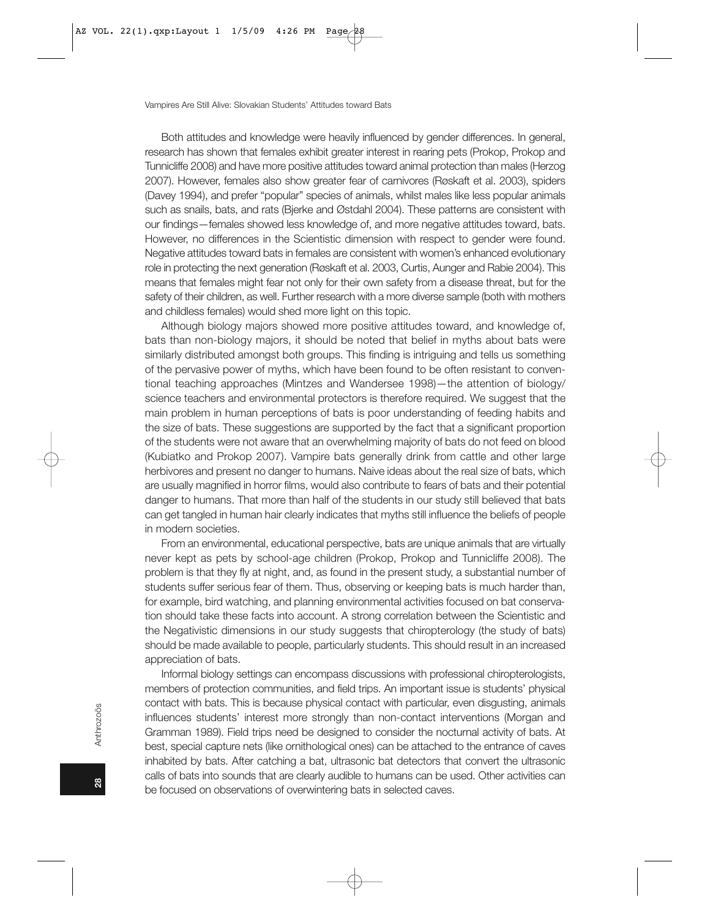Both attitudes and knowledge were heavily influenced by gender differences. In general, research has shown that females exhibit greater interest in rearing pets (Prokop, Prokop and Tunnicliffe 2008) and have more positive attitudes toward animal protection than males (Herzog 2007). However, females also show greater fear of carnivores (Røskaft et al. 2003), spiders (Davey 1994), and prefer "popular" species of animals, whilst males like less popular animals such as snails, bats, and rats (Bjerke and Østdahl 2004). These patterns are consistent with our findings—females showed less knowledge of, and more negative attitudes toward, bats. However, no differences in the Scientistic dimension with respect to gender were found. Negative attitudes toward bats in females are consistent with women's enhanced evolutionary role in protecting the next generation (Røskaft et al. 2003, Curtis, Aunger and Rabie 2004). This means that females might fear not only for their own safety from a disease threat, but for the safety of their children, as well. Further research with a more diverse sample (both with mothers and childless females) would shed more light on this topic.

Although biology majors showed more positive attitudes toward, and knowledge of, bats than non-biology majors, it should be noted that belief in myths about bats were similarly distributed amongst both groups. This finding is intriguing and tells us something of the pervasive power of myths, which have been found to be often resistant to conventional teaching approaches (Mintzes and Wandersee 1998)—the attention of biology/science teachers and environmental protectors is therefore required. We suggest that the main problem in human perceptions of bats is poor understanding of feeding habits and the size of bats. These suggestions are supported by the fact that a significant proportion of the students were not aware that an overwhelming majority of bats do not feed on blood (Kubiatko and Prokop 2007). Vampire bats generally drink from cattle and other large herbivores and present no danger to humans. Naive ideas about the real size of bats, which are usually magnified in horror films, would also contribute to fears of bats and their potential danger to humans. That more than half of the students in our study still believed that bats can get tangled in human hair clearly indicates that myths still influence the beliefs of people in modern societies.

From an environmental, educational perspective, bats are unique animals that are virtually never kept as pets by school-age children (Prokop, Prokop and Tunnicliffe 2008). The problem is that they fly at night, and, as found in the present study, a substantial number of students suffer serious fear of them. Thus, observing or keeping bats is much harder than, for example, bird watching, and planning environmental activities focused on bat conservation should take these facts into account. A strong correlation between the Scientistic and the Negativistic dimensions in our study suggests that chiropterology (the study of bats) should be made available to people, particularly students. This should result in an increased appreciation of bats.

Informal biology settings can encompass discussions with professional chiropterologists, members of protection communities, and field trips. An important issue is students' physical contact with bats. This is because physical contact with particular, even disgusting, animals influences students' interest more strongly than non-contact interventions (Morgan and Gramman 1989). Field trips need be designed to consider the nocturnal activity of bats. At best, special capture nets (like ornithological ones) can be attached to the entrance of caves inhabited by bats. After catching a bat, ultrasonic bat detectors that convert the ultrasonic calls of bats into sounds that are clearly audible to humans can be used. Other activities can be focused on observations of overwintering bats in selected caves.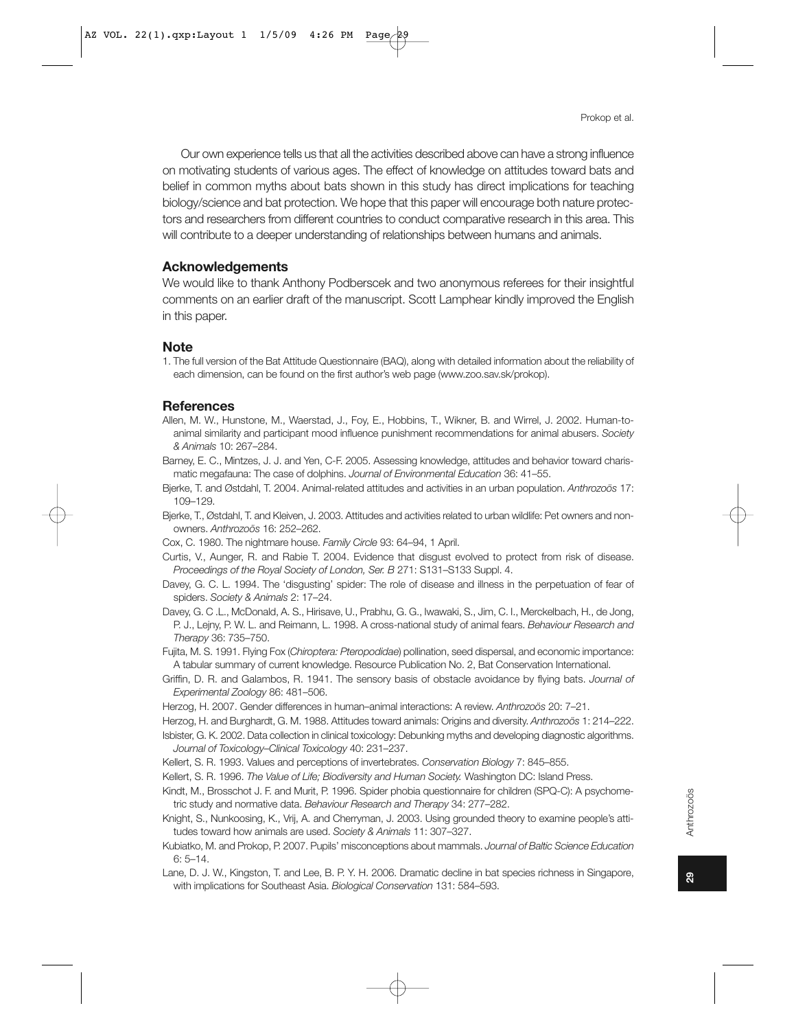Our own experience tells us that all the activities described above can have a strong influence on motivating students of various ages. The effect of knowledge on attitudes toward bats and belief in common myths about bats shown in this study has direct implications for teaching biology/science and bat protection. We hope that this paper will encourage both nature protectors and researchers from different countries to conduct comparative research in this area. This will contribute to a deeper understanding of relationships between humans and animals.

## Acknowledgements

We would like to thank Anthony Podberscek and two anonymous referees for their insightful comments on an earlier draft of the manuscript. Scott Lamphear kindly improved the English in this paper.

## Note

1. The full version of the Bat Attitude Questionnaire (BAQ), along with detailed information about the reliability of each dimension, can be found on the first author's web page (www.zoo.sav.sk/prokop).

## References

Allen, M. W., Hunstone, M., Waerstad, J., Foy, E., Hobbins, T., Wikner, B. and Wirrel, J. 2002. Human-to-animal similarity and participant mood influence punishment recommendations for animal abusers. *Society & Animals* 10: 267–284.

Barney, E. C., Mintzes, J. J. and Yen, C-F. 2005. Assessing knowledge, attitudes and behavior toward charismatic megafauna: The case of dolphins. *Journal of Environmental Education* 36: 41–55.

Bjerke, T. and Østdahl, T. 2004. Animal-related attitudes and activities in an urban population. *Anthrozoös* 17: 109–129.

Bjerke, T., Østdahl, T. and Kleiven, J. 2003. Attitudes and activities related to urban wildlife: Pet owners and non-owners. *Anthrozoös* 16: 252–262.

Cox, C. 1980. The nightmare house. *Family Circle* 93: 64–94, 1 April.

Curtis, V., Aunger, R. and Rabie T. 2004. Evidence that disgust evolved to protect from risk of disease. *Proceedings of the Royal Society of London, Ser. B* 271: S131–S133 Suppl. 4.

Davey, G. C. L. 1994. The 'disgusting' spider: The role of disease and illness in the perpetuation of fear of spiders. *Society & Animals* 2: 17–24.

Davey, G. C .L., McDonald, A. S., Hirisave, U., Prabhu, G. G., Iwawaki, S., Jim, C. I., Merckelbach, H., de Jong, P. J., Lejny, P. W. L. and Reimann, L. 1998. A cross-national study of animal fears. *Behaviour Research and Therapy* 36: 735–750.

Fujita, M. S. 1991. Flying Fox (*Chiroptera: Pteropodidae*) pollination, seed dispersal, and economic importance: A tabular summary of current knowledge. Resource Publication No. 2, Bat Conservation International.

Griffin, D. R. and Galambos, R. 1941. The sensory basis of obstacle avoidance by flying bats. *Journal of Experimental Zoology* 86: 481–506.

Herzog, H. 2007. Gender differences in human–animal interactions: A review. *Anthrozoös* 20: 7–21.

Herzog, H. and Burghardt, G. M. 1988. Attitudes toward animals: Origins and diversity. *Anthrozoös* 1: 214–222.

Isbister, G. K. 2002. Data collection in clinical toxicology: Debunking myths and developing diagnostic algorithms. *Journal of Toxicology–Clinical Toxicology* 40: 231–237.

Kellert, S. R. 1993. Values and perceptions of invertebrates. *Conservation Biology* 7: 845–855.

Kellert, S. R. 1996. *The Value of Life; Biodiversity and Human Society.* Washington DC: Island Press.

Kindt, M., Brosschot J. F. and Murit, P. 1996. Spider phobia questionnaire for children (SPQ-C): A psychometric study and normative data. *Behaviour Research and Therapy* 34: 277–282.

Knight, S., Nunkoosing, K., Vrij, A. and Cherryman, J. 2003. Using grounded theory to examine people's attitudes toward how animals are used. *Society & Animals* 11: 307–327.

Kubiatko, M. and Prokop, P. 2007. Pupils' misconceptions about mammals. *Journal of Baltic Science Education* 6: 5–14.

Lane, D. J. W., Kingston, T. and Lee, B. P. Y. H. 2006. Dramatic decline in bat species richness in Singapore, with implications for Southeast Asia. *Biological Conservation* 131: 584–593.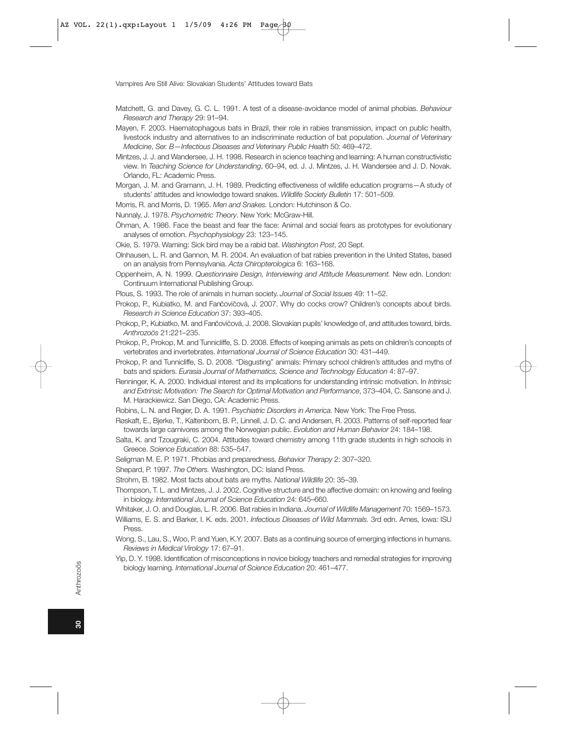Matchett, G. and Davey, G. C. L. 1991. A test of a disease-avoidance model of animal phobias. *Behaviour Research and Therapy* 29: 91–94.

Mayen, F. 2003. Haematophagous bats in Brazil, their role in rabies transmission, impact on public health, livestock industry and alternatives to an indiscriminate reduction of bat population. *Journal of Veterinary Medicine*, *Ser. B—Infectious Diseases and Veterinary Public Health* 50: 469–472.

Mintzes, J. J. and Wandersee, J. H. 1998. Research in science teaching and learning: A human constructivistic view. In *Teaching Science for Understanding*, 60–94, ed. J. J. Mintzes, J. H. Wandersee and J. D. Novak. Orlando, FL: Academic Press.

Morgan, J. M. and Gramann, J. H. 1989. Predicting effectiveness of wildlife education programs—A study of students' attitudes and knowledge toward snakes. *Wildlife Society Bulletin* 17: 501–509.

Morris, R. and Morris, D. 1965. *Men and Snakes.* London: Hutchinson & Co.

Nunnaly, J. 1978. *Psychometric Theory*. New York: McGraw-Hill.

Öhman, A. 1986. Face the beast and fear the face: Animal and social fears as prototypes for evolutionary analyses of emotion. *Psychophysiology* 23: 123–145.

Okie, S. 1979. Warning: Sick bird may be a rabid bat. *Washington Post*, 20 Sept.

Olnhausen, L. R. and Gannon, M. R. 2004. An evaluation of bat rabies prevention in the United States, based on an analysis from Pennsylvania. *Acta Chiropterologica* 6: 163–168.

Oppenheim, A. N. 1999. *Questionnaire Design, Interviewing and Attitude Measurement.* New edn. London: Continuum International Publishing Group.

Plous, S. 1993. The role of animals in human society. *Journal of Social Issues* 49: 11–52.

Prokop, P., Kubiatko, M. and Fančovičová, J. 2007. Why do cocks crow? Children's concepts about birds. *Research in Science Education* 37: 393–405.

Prokop, P., Kubiatko, M. and Fančovičová, J. 2008. Slovakian pupils' knowledge of, and attitudes toward, birds. *Anthrozoös* 21:221–235.

Prokop, P., Prokop, M. and Tunnicliffe, S. D. 2008. Effects of keeping animals as pets on children's concepts of vertebrates and invertebrates. *International Journal of Science Education* 30: 431–449.

Prokop, P. and Tunnicliffe, S. D. 2008. "Disgusting" animals: Primary school children's attitudes and myths of bats and spiders. *Eurasia Journal of Mathematics, Science and Technology Education* 4: 87–97.

Renninger, K. A. 2000. Individual interest and its implications for understanding intrinsic motivation. In *Intrinsic and Extrinsic Motivation: The Search for Optimal Motivation and Performance*, 373–404, C. Sansone and J. M. Harackiewicz. San Diego, CA: Academic Press.

Robins, L. N. and Regier, D. A. 1991. *Psychiatric Disorders in America.* New York: The Free Press.

Røskaft, E., Bjerke, T., Kaltenborn, B. P., Linnell, J. D. C. and Andersen, R. 2003. Patterns of self-reported fear towards large carnivores among the Norwegian public. *Evolution and Human Behavior* 24: 184–198.

Salta, K. and Tzougraki, C. 2004. Attitudes toward chemistry among 11th grade students in high schools in Greece. *Science Education* 88: 535–547.

Seligman M. E. P. 1971. Phobias and preparedness. *Behavior Therapy* 2: 307–320.

Shepard, P. 1997. *The Others.* Washington, DC: Island Press.

Strohm, B. 1982. Most facts about bats are myths. *National Wildlife* 20: 35–39.

Thompson, T. L. and Mintzes, J. J. 2002. Cognitive structure and the affective domain: on knowing and feeling in biology. *International Journal of Science Education* 24: 645–660.

Whitaker, J. O. and Douglas, L. R. 2006. Bat rabies in Indiana. *Journal of Wildlife Management* 70: 1569–1573.

Williams, E. S. and Barker, I. K. eds. 2001. *Infectious Diseases of Wild Mammals.* 3rd edn. Ames, Iowa: ISU Press.

Wong, S., Lau, S., Woo, P. and Yuen, K.Y. 2007. Bats as a continuing source of emerging infections in humans. *Reviews in Medical Virology* 17: 67–91.

Yip, D. Y. 1998. Identification of misconceptions in novice biology teachers and remedial strategies for improving biology learning. *International Journal of Science Education* 20: 461–477.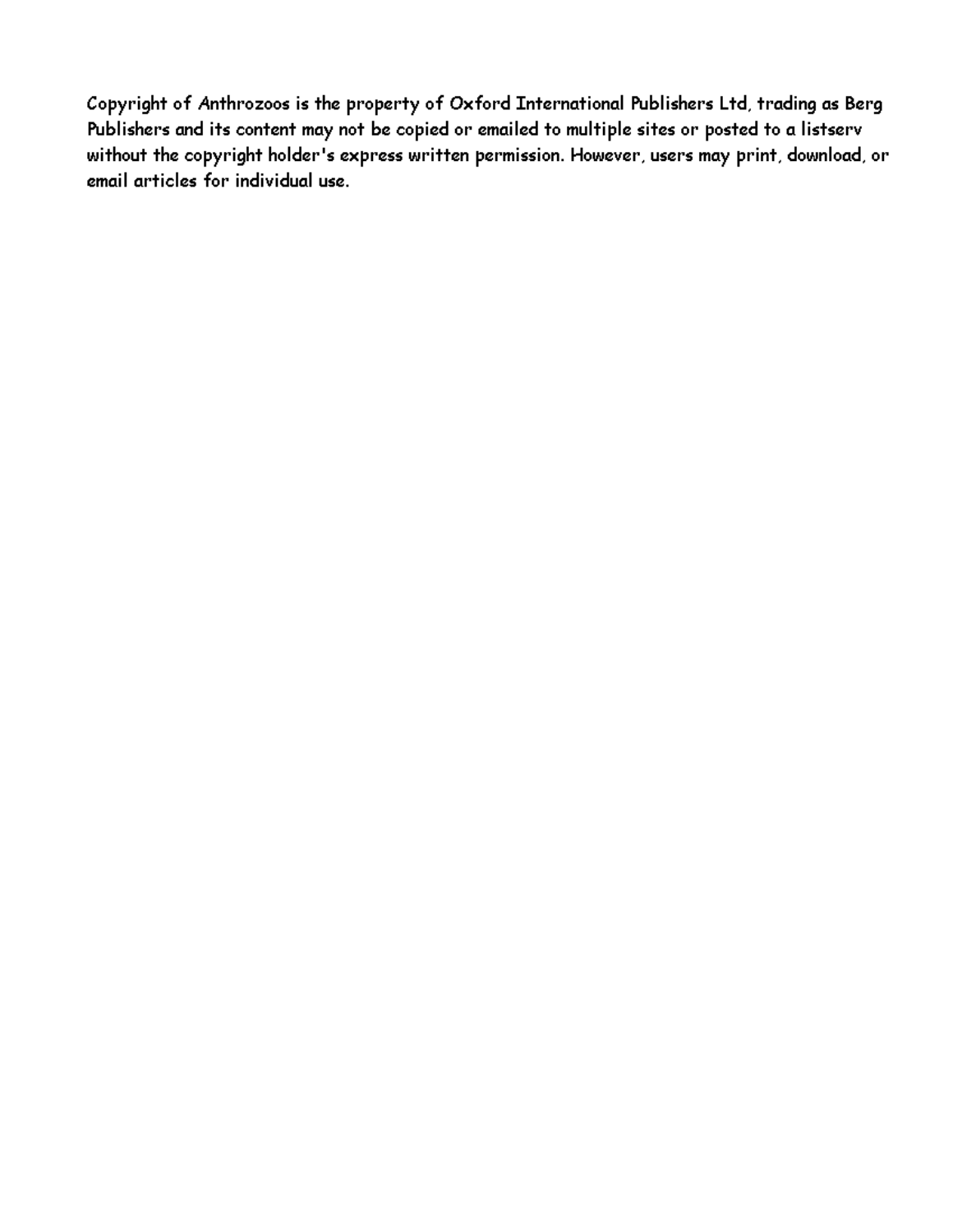Copyright of Anthrozoos is the property of Oxford International Publishers Ltd, trading as Berg Publishers and its content may not be copied or emailed to multiple sites or posted to a listserv without the copyright holder's express written permission. However, users may print, download, or email articles for individual use.